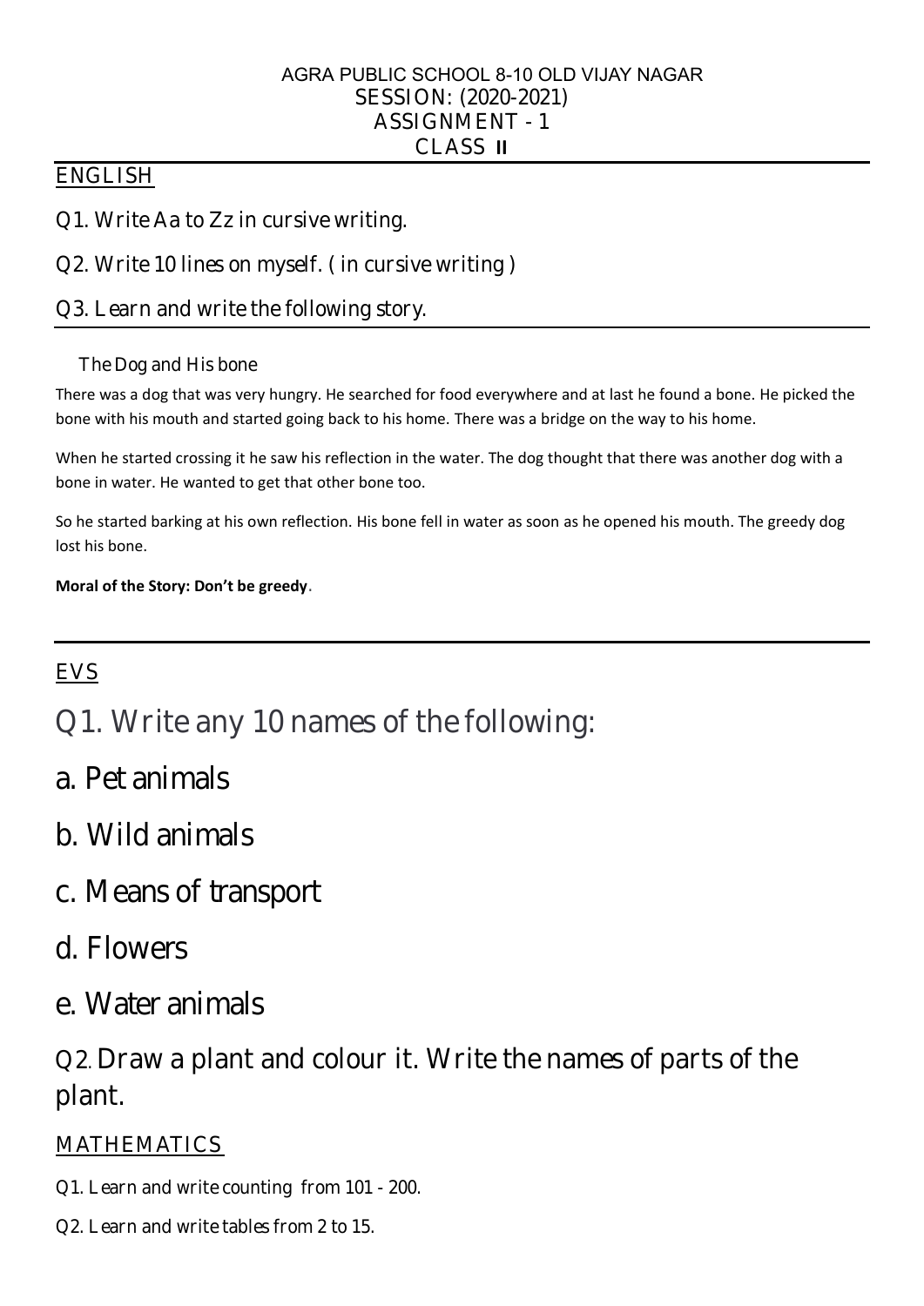AGRA PUBLIC SCHOOL 8-10 OLD VIJAY NAGAR
SESSION: (2020-2021)
ASSIGNMENT - 1
CLASS II

## ENGLISH

Q1. Write Aa to Zz in cursive writing.

Q2. Write 10 lines on myself. ( in cursive writing )

Q3. Learn and write the following story.

### The Dog and His bone

There was a dog that was very hungry. He searched for food everywhere and at last he found a bone. He picked the bone with his mouth and started going back to his home. There was a bridge on the way to his home.

When he started crossing it he saw his reflection in the water. The dog thought that there was another dog with a bone in water. He wanted to get that other bone too.

So he started barking at his own reflection. His bone fell in water as soon as he opened his mouth. The greedy dog lost his bone.

**Moral of the Story: Don't be greedy**.

## EVS

Q1. Write any 10 names of the following:

a. Pet animals

b. Wild animals

c. Means of transport

d. Flowers

e. Water animals

Q2. Draw a plant and colour it. Write the names of parts of the plant.

## MATHEMATICS

Q1. Learn and write counting from 101 - 200.

Q2. Learn and write tables from 2 to 15.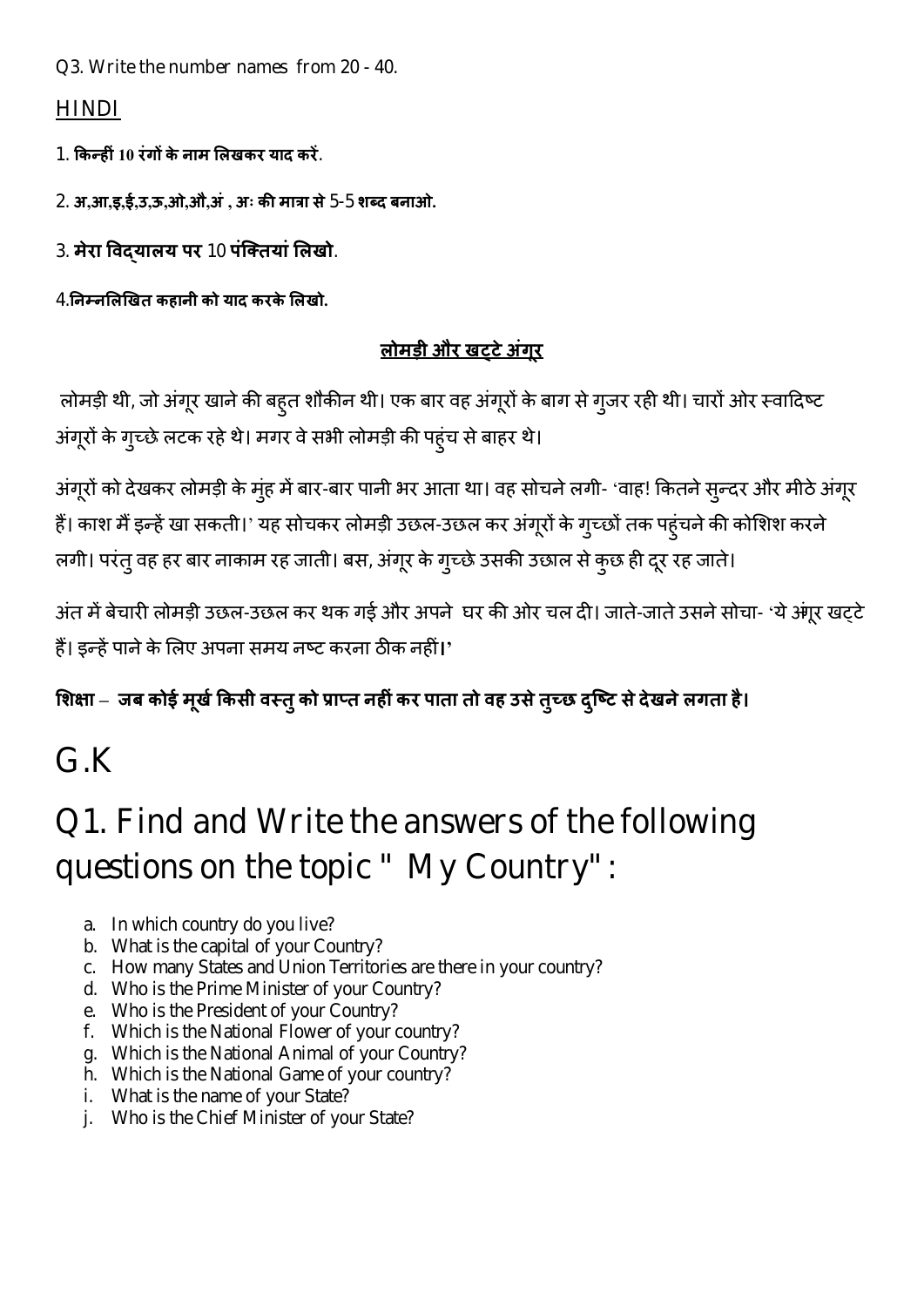Q3. Write the number names from 20 - 40.

## HINDI

1. **किन्हीं 10 रंगों के नाम लिखकर याद करें**.

2. **अ,आ,इ,ई,उ,ऊ,ओ,औ,अं , अः की मात्रा से** 5-5 **शब्द बनाओ.**

3. **मेरा विद्यालय पर** 10 **पंक्तियां लिखो**.

4.**निम्नलिखित कहानी को याद करके लिखो.**

### <u>लोमड़ी और खट्टे अंगूर</u>

लोमड़ी थी, जो अंगूर खाने की बहुत शौकीन थी। एक बार वह अंगूरों के बाग से गुजर रही थी। चारों ओर स्वादिष्ट अंगूरों के गुच्छे लटक रहे थे। मगर वे सभी लोमड़ी की पहुंच से बाहर थे।

अंगूरों को देखकर लोमड़ी के मुंह में बार-बार पानी भर आता था। वह सोचने लगी- 'वाह! कितने सुन्दर और मीठे अंगूर हैं। काश मैं इन्हें खा सकती।' यह सोचकर लोमड़ी उछल-उछल कर अंगूरों के गुच्छों तक पहुंचने की कोशिश करने लगी। परंतु वह हर बार नाकाम रह जाती। बस, अंगूर के गुच्छे उसकी उछाल से कुछ ही दूर रह जाते।

अंत में बेचारी लोमड़ी उछल-उछल कर थक गई और अपने घर की ओर चल दी। जाते-जाते उसने सोचा- 'ये अंगूर खट्टे हैं। इन्हें पाने के लिए अपना समय नष्ट करना ठीक नहीं।'

**शिक्षा – जब कोई मूर्ख किसी वस्तु को प्राप्त नहीं कर पाता तो वह उसे तुच्छ दृष्टि से देखने लगता है।**

# G.K

# Q1. Find and Write the answers of the following questions on the topic " My Country":

a. In which country do you live?
b. What is the capital of your Country?
c. How many States and Union Territories are there in your country?
d. Who is the Prime Minister of your Country?
e. Who is the President of your Country?
f. Which is the National Flower of your country?
g. Which is the National Animal of your Country?
h. Which is the National Game of your country?
i. What is the name of your State?
j. Who is the Chief Minister of your State?